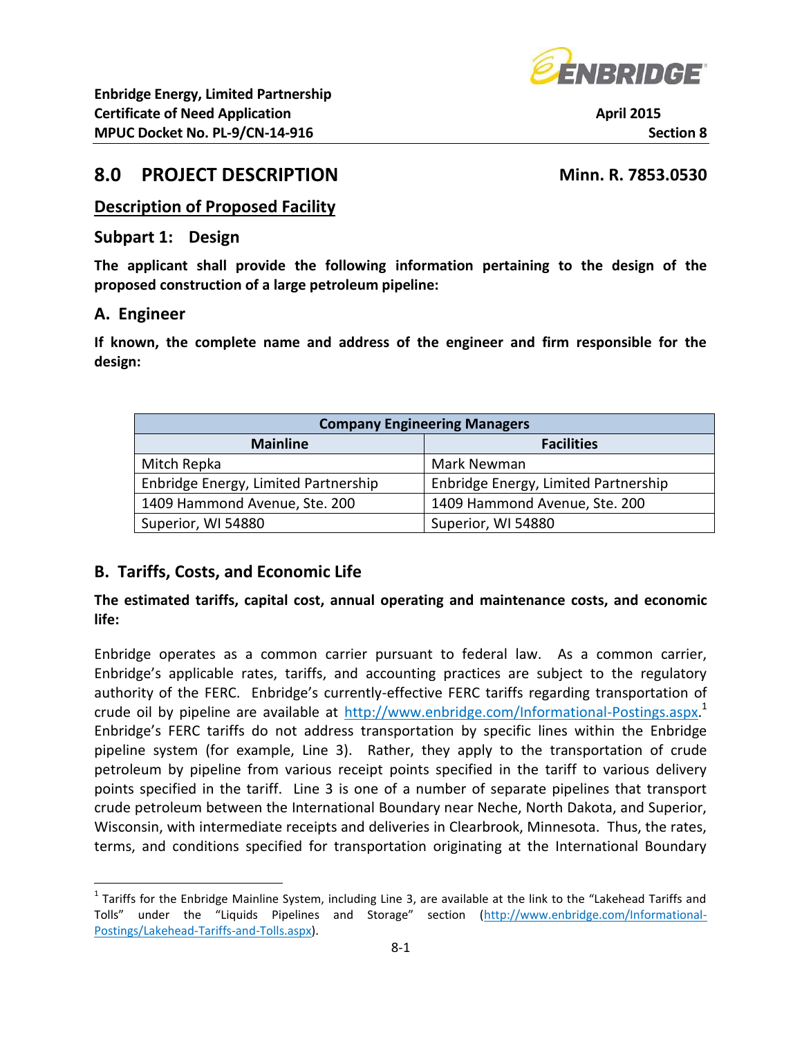# 8.0 PROJECT DESCRIPTION — Minn. R. 7853.0530

## Description of Proposed Facility

### Subpart 1: Design

**The applicant shall provide the following information pertaining to the design of the proposed construction of a large petroleum pipeline:**

### A. Engineer

**If known, the complete name and address of the engineer and firm responsible for the design:**

| Company Engineering Managers | |
|---|---|
| **Mainline** | **Facilities** |
| Mitch Repka | Mark Newman |
| Enbridge Energy, Limited Partnership | Enbridge Energy, Limited Partnership |
| 1409 Hammond Avenue, Ste. 200 | 1409 Hammond Avenue, Ste. 200 |
| Superior, WI 54880 | Superior, WI 54880 |

### B. Tariffs, Costs, and Economic Life

**The estimated tariffs, capital cost, annual operating and maintenance costs, and economic life:**

Enbridge operates as a common carrier pursuant to federal law. As a common carrier, Enbridge's applicable rates, tariffs, and accounting practices are subject to the regulatory authority of the FERC. Enbridge's currently-effective FERC tariffs regarding transportation of crude oil by pipeline are available at http://www.enbridge.com/Informational-Postings.aspx.[1] Enbridge's FERC tariffs do not address transportation by specific lines within the Enbridge pipeline system (for example, Line 3). Rather, they apply to the transportation of crude petroleum by pipeline from various receipt points specified in the tariff to various delivery points specified in the tariff. Line 3 is one of a number of separate pipelines that transport crude petroleum between the International Boundary near Neche, North Dakota, and Superior, Wisconsin, with intermediate receipts and deliveries in Clearbrook, Minnesota. Thus, the rates, terms, and conditions specified for transportation originating at the International Boundary

[1] Tariffs for the Enbridge Mainline System, including Line 3, are available at the link to the "Lakehead Tariffs and Tolls" under the "Liquids Pipelines and Storage" section (http://www.enbridge.com/Informational-Postings/Lakehead-Tariffs-and-Tolls.aspx).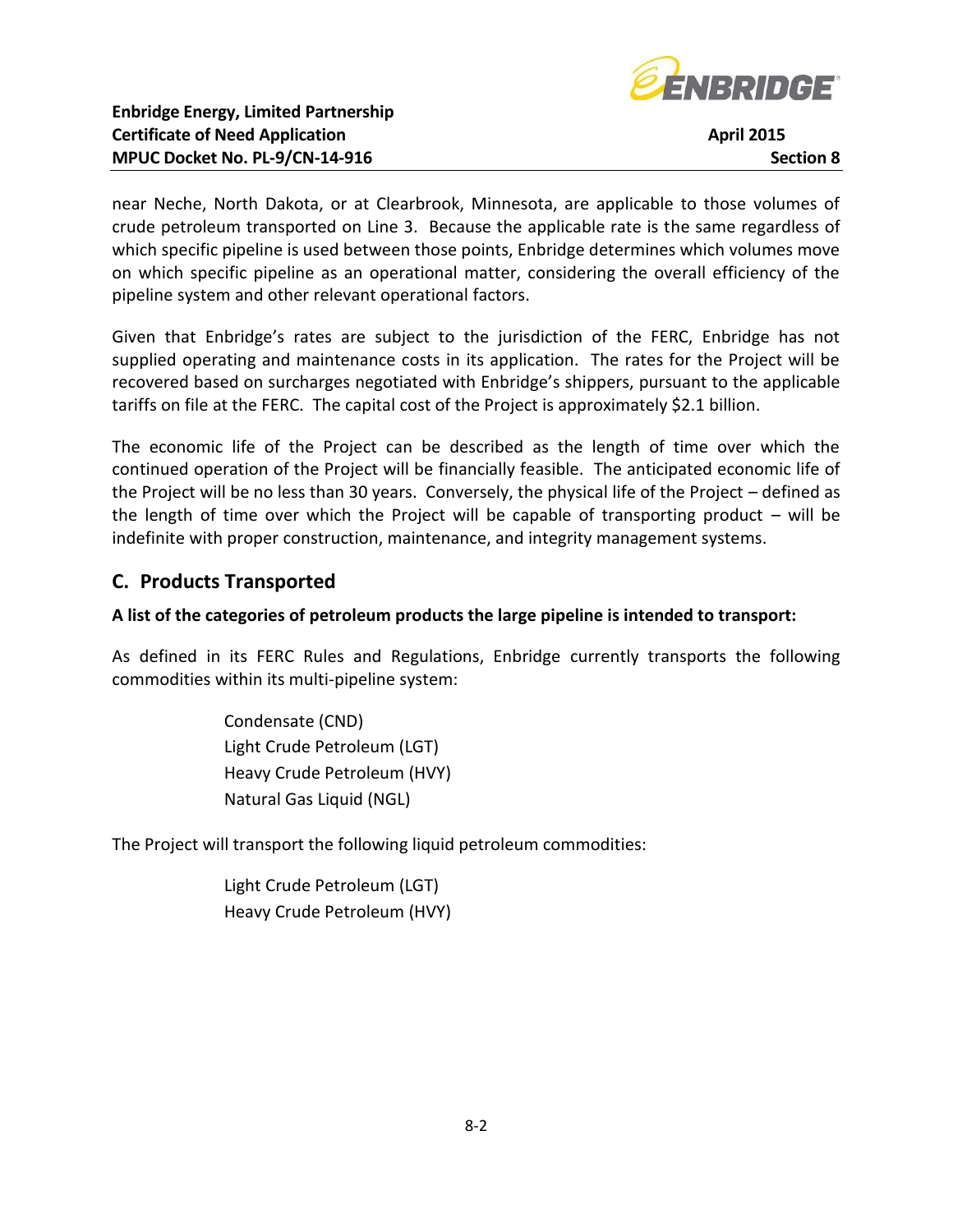near Neche, North Dakota, or at Clearbrook, Minnesota, are applicable to those volumes of crude petroleum transported on Line 3. Because the applicable rate is the same regardless of which specific pipeline is used between those points, Enbridge determines which volumes move on which specific pipeline as an operational matter, considering the overall efficiency of the pipeline system and other relevant operational factors.

Given that Enbridge's rates are subject to the jurisdiction of the FERC, Enbridge has not supplied operating and maintenance costs in its application. The rates for the Project will be recovered based on surcharges negotiated with Enbridge's shippers, pursuant to the applicable tariffs on file at the FERC. The capital cost of the Project is approximately $2.1 billion.

The economic life of the Project can be described as the length of time over which the continued operation of the Project will be financially feasible. The anticipated economic life of the Project will be no less than 30 years. Conversely, the physical life of the Project – defined as the length of time over which the Project will be capable of transporting product – will be indefinite with proper construction, maintenance, and integrity management systems.

## C. Products Transported

**A list of the categories of petroleum products the large pipeline is intended to transport:**

As defined in its FERC Rules and Regulations, Enbridge currently transports the following commodities within its multi-pipeline system:

Condensate (CND)
Light Crude Petroleum (LGT)
Heavy Crude Petroleum (HVY)
Natural Gas Liquid (NGL)

The Project will transport the following liquid petroleum commodities:

Light Crude Petroleum (LGT)
Heavy Crude Petroleum (HVY)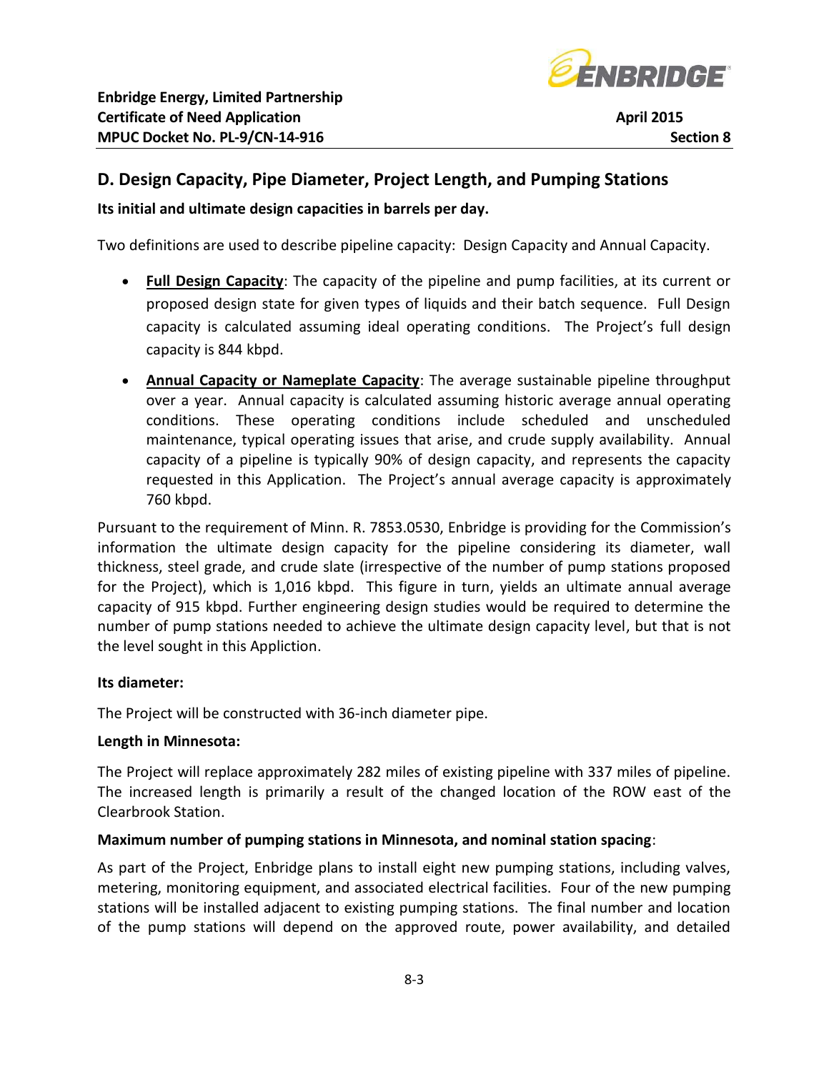## D. Design Capacity, Pipe Diameter, Project Length, and Pumping Stations

**Its initial and ultimate design capacities in barrels per day.**

Two definitions are used to describe pipeline capacity: Design Capacity and Annual Capacity.

- **Full Design Capacity**: The capacity of the pipeline and pump facilities, at its current or proposed design state for given types of liquids and their batch sequence. Full Design capacity is calculated assuming ideal operating conditions. The Project's full design capacity is 844 kbpd.
- **Annual Capacity or Nameplate Capacity**: The average sustainable pipeline throughput over a year. Annual capacity is calculated assuming historic average annual operating conditions. These operating conditions include scheduled and unscheduled maintenance, typical operating issues that arise, and crude supply availability. Annual capacity of a pipeline is typically 90% of design capacity, and represents the capacity requested in this Application. The Project's annual average capacity is approximately 760 kbpd.

Pursuant to the requirement of Minn. R. 7853.0530, Enbridge is providing for the Commission's information the ultimate design capacity for the pipeline considering its diameter, wall thickness, steel grade, and crude slate (irrespective of the number of pump stations proposed for the Project), which is 1,016 kbpd. This figure in turn, yields an ultimate annual average capacity of 915 kbpd. Further engineering design studies would be required to determine the number of pump stations needed to achieve the ultimate design capacity level, but that is not the level sought in this Appliction.

**Its diameter:**

The Project will be constructed with 36-inch diameter pipe.

**Length in Minnesota:**

The Project will replace approximately 282 miles of existing pipeline with 337 miles of pipeline. The increased length is primarily a result of the changed location of the ROW east of the Clearbrook Station.

**Maximum number of pumping stations in Minnesota, and nominal station spacing**:

As part of the Project, Enbridge plans to install eight new pumping stations, including valves, metering, monitoring equipment, and associated electrical facilities. Four of the new pumping stations will be installed adjacent to existing pumping stations. The final number and location of the pump stations will depend on the approved route, power availability, and detailed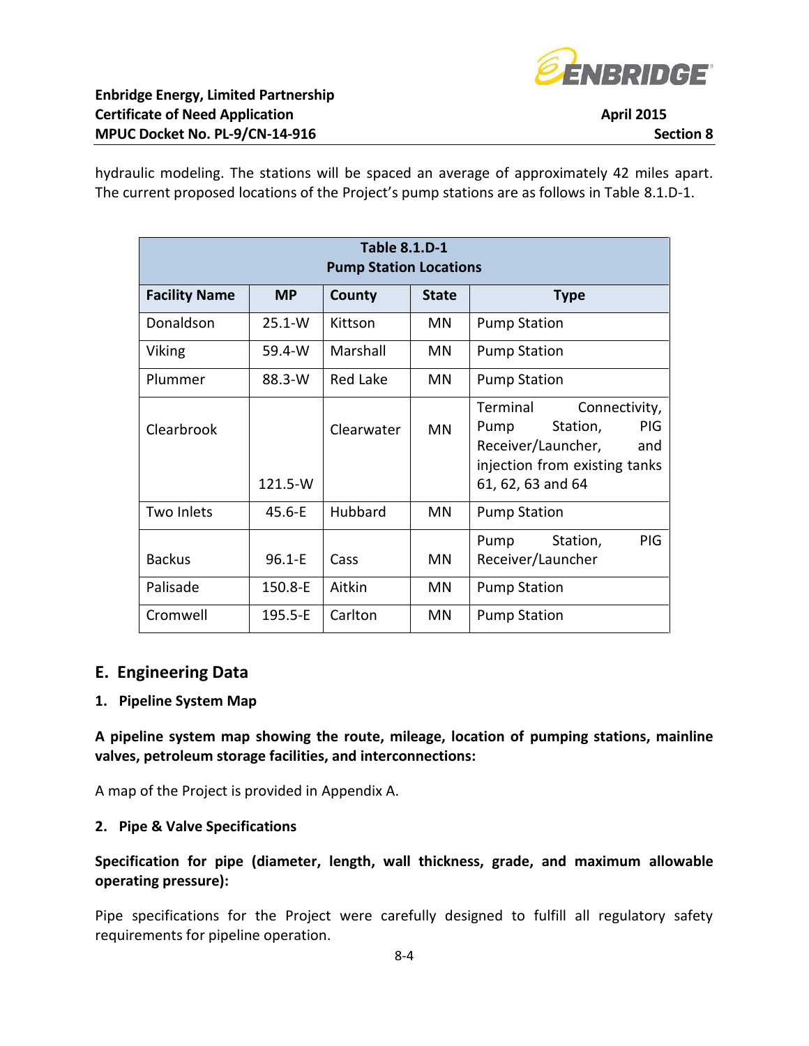hydraulic modeling. The stations will be spaced an average of approximately 42 miles apart. The current proposed locations of the Project's pump stations are as follows in Table 8.1.D-1.

**Table 8.1.D-1**
**Pump Station Locations**

| Facility Name | MP | County | State | Type |
|---|---|---|---|---|
| Donaldson | 25.1-W | Kittson | MN | Pump Station |
| Viking | 59.4-W | Marshall | MN | Pump Station |
| Plummer | 88.3-W | Red Lake | MN | Pump Station |
| Clearbrook | 121.5-W | Clearwater | MN | Terminal Connectivity, Pump Station, PIG Receiver/Launcher, and injection from existing tanks 61, 62, 63 and 64 |
| Two Inlets | 45.6-E | Hubbard | MN | Pump Station |
| Backus | 96.1-E | Cass | MN | Pump Station, PIG Receiver/Launcher |
| Palisade | 150.8-E | Aitkin | MN | Pump Station |
| Cromwell | 195.5-E | Carlton | MN | Pump Station |

## E. Engineering Data

### 1. Pipeline System Map

**A pipeline system map showing the route, mileage, location of pumping stations, mainline valves, petroleum storage facilities, and interconnections:**

A map of the Project is provided in Appendix A.

### 2. Pipe & Valve Specifications

**Specification for pipe (diameter, length, wall thickness, grade, and maximum allowable operating pressure):**

Pipe specifications for the Project were carefully designed to fulfill all regulatory safety requirements for pipeline operation.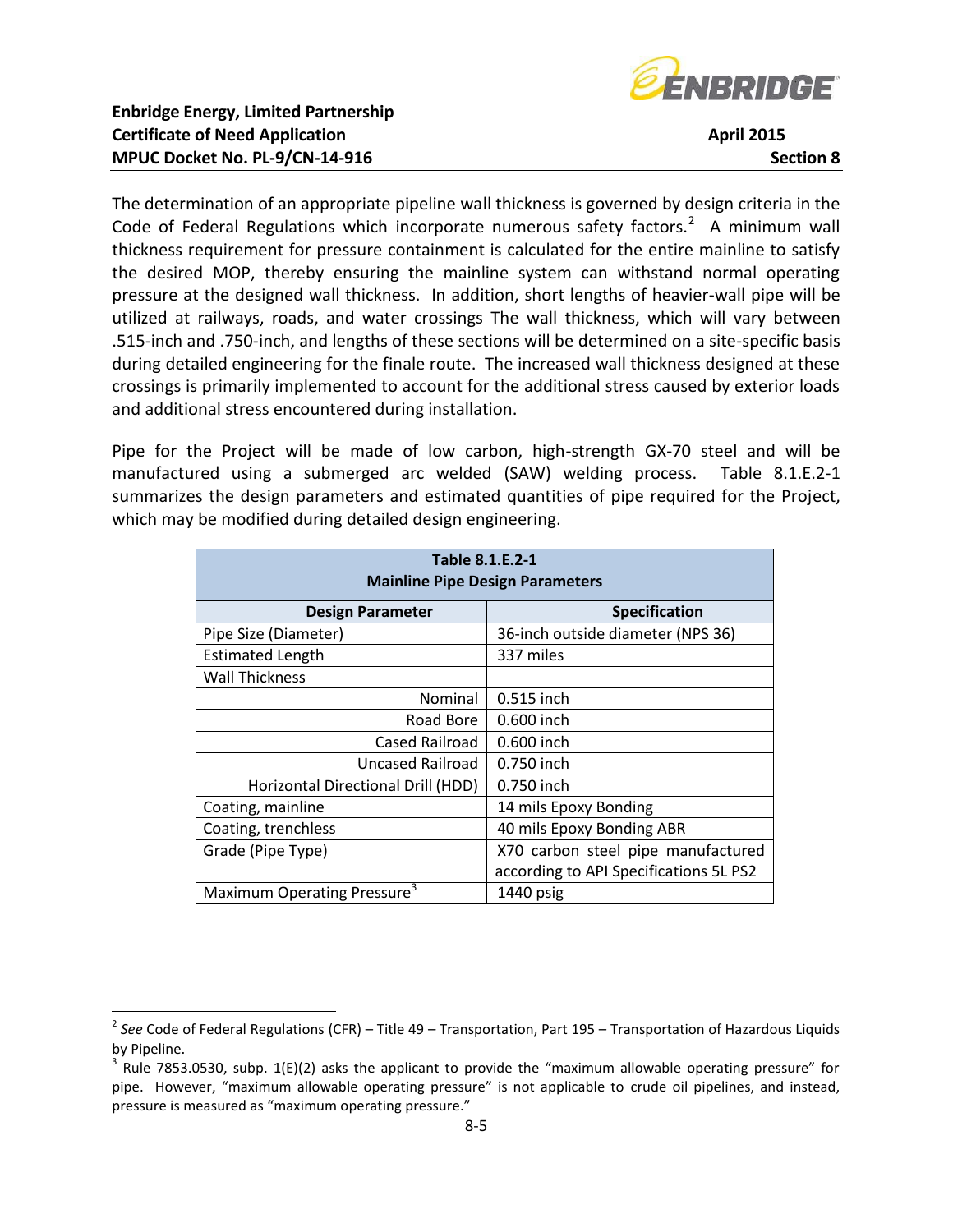The determination of an appropriate pipeline wall thickness is governed by design criteria in the Code of Federal Regulations which incorporate numerous safety factors.[2] A minimum wall thickness requirement for pressure containment is calculated for the entire mainline to satisfy the desired MOP, thereby ensuring the mainline system can withstand normal operating pressure at the designed wall thickness. In addition, short lengths of heavier-wall pipe will be utilized at railways, roads, and water crossings The wall thickness, which will vary between .515-inch and .750-inch, and lengths of these sections will be determined on a site-specific basis during detailed engineering for the finale route. The increased wall thickness designed at these crossings is primarily implemented to account for the additional stress caused by exterior loads and additional stress encountered during installation.

Pipe for the Project will be made of low carbon, high-strength GX-70 steel and will be manufactured using a submerged arc welded (SAW) welding process. Table 8.1.E.2-1 summarizes the design parameters and estimated quantities of pipe required for the Project, which may be modified during detailed design engineering.

**Table 8.1.E.2-1**
**Mainline Pipe Design Parameters**

| Design Parameter | Specification |
|---|---|
| Pipe Size (Diameter) | 36-inch outside diameter (NPS 36) |
| Estimated Length | 337 miles |
| Wall Thickness | |
| Nominal | 0.515 inch |
| Road Bore | 0.600 inch |
| Cased Railroad | 0.600 inch |
| Uncased Railroad | 0.750 inch |
| Horizontal Directional Drill (HDD) | 0.750 inch |
| Coating, mainline | 14 mils Epoxy Bonding |
| Coating, trenchless | 40 mils Epoxy Bonding ABR |
| Grade (Pipe Type) | X70 carbon steel pipe manufactured according to API Specifications 5L PS2 |
| Maximum Operating Pressure[3] | 1440 psig |

[2] *See* Code of Federal Regulations (CFR) – Title 49 – Transportation, Part 195 – Transportation of Hazardous Liquids by Pipeline.

[3] Rule 7853.0530, subp. 1(E)(2) asks the applicant to provide the "maximum allowable operating pressure" for pipe. However, "maximum allowable operating pressure" is not applicable to crude oil pipelines, and instead, pressure is measured as "maximum operating pressure."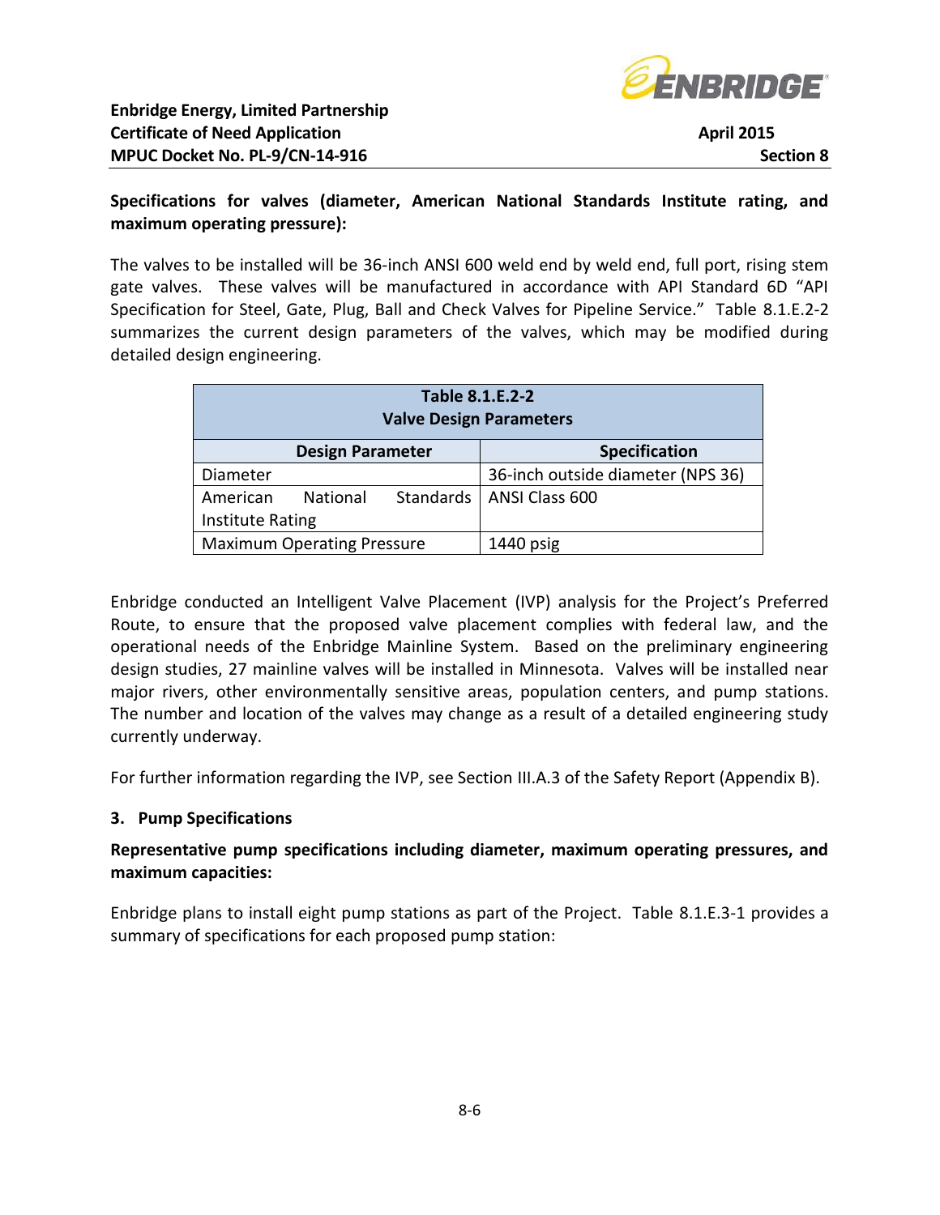**Specifications for valves (diameter, American National Standards Institute rating, and maximum operating pressure):**

The valves to be installed will be 36-inch ANSI 600 weld end by weld end, full port, rising stem gate valves. These valves will be manufactured in accordance with API Standard 6D "API Specification for Steel, Gate, Plug, Ball and Check Valves for Pipeline Service." Table 8.1.E.2-2 summarizes the current design parameters of the valves, which may be modified during detailed design engineering.

**Table 8.1.E.2-2**
**Valve Design Parameters**

| Design Parameter | Specification |
|---|---|
| Diameter | 36-inch outside diameter (NPS 36) |
| American National Standards Institute Rating | ANSI Class 600 |
| Maximum Operating Pressure | 1440 psig |

Enbridge conducted an Intelligent Valve Placement (IVP) analysis for the Project's Preferred Route, to ensure that the proposed valve placement complies with federal law, and the operational needs of the Enbridge Mainline System. Based on the preliminary engineering design studies, 27 mainline valves will be installed in Minnesota. Valves will be installed near major rivers, other environmentally sensitive areas, population centers, and pump stations. The number and location of the valves may change as a result of a detailed engineering study currently underway.

For further information regarding the IVP, see Section III.A.3 of the Safety Report (Appendix B).

### 3. Pump Specifications

**Representative pump specifications including diameter, maximum operating pressures, and maximum capacities:**

Enbridge plans to install eight pump stations as part of the Project. Table 8.1.E.3-1 provides a summary of specifications for each proposed pump station: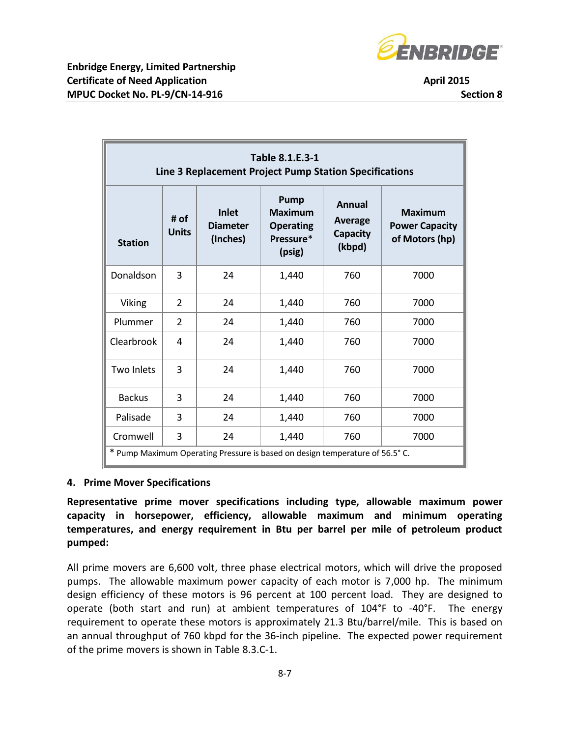**Table 8.1.E.3-1**
**Line 3 Replacement Project Pump Station Specifications**

| Station | # of Units | Inlet Diameter (Inches) | Pump Maximum Operating Pressure* (psig) | Annual Average Capacity (kbpd) | Maximum Power Capacity of Motors (hp) |
|---|---|---|---|---|---|
| Donaldson | 3 | 24 | 1,440 | 760 | 7000 |
| Viking | 2 | 24 | 1,440 | 760 | 7000 |
| Plummer | 2 | 24 | 1,440 | 760 | 7000 |
| Clearbrook | 4 | 24 | 1,440 | 760 | 7000 |
| Two Inlets | 3 | 24 | 1,440 | 760 | 7000 |
| Backus | 3 | 24 | 1,440 | 760 | 7000 |
| Palisade | 3 | 24 | 1,440 | 760 | 7000 |
| Cromwell | 3 | 24 | 1,440 | 760 | 7000 |

* Pump Maximum Operating Pressure is based on design temperature of 56.5° C.

### 4. Prime Mover Specifications

**Representative prime mover specifications including type, allowable maximum power capacity in horsepower, efficiency, allowable maximum and minimum operating temperatures, and energy requirement in Btu per barrel per mile of petroleum product pumped:**

All prime movers are 6,600 volt, three phase electrical motors, which will drive the proposed pumps. The allowable maximum power capacity of each motor is 7,000 hp. The minimum design efficiency of these motors is 96 percent at 100 percent load. They are designed to operate (both start and run) at ambient temperatures of 104°F to -40°F. The energy requirement to operate these motors is approximately 21.3 Btu/barrel/mile. This is based on an annual throughput of 760 kbpd for the 36-inch pipeline. The expected power requirement of the prime movers is shown in Table 8.3.C-1.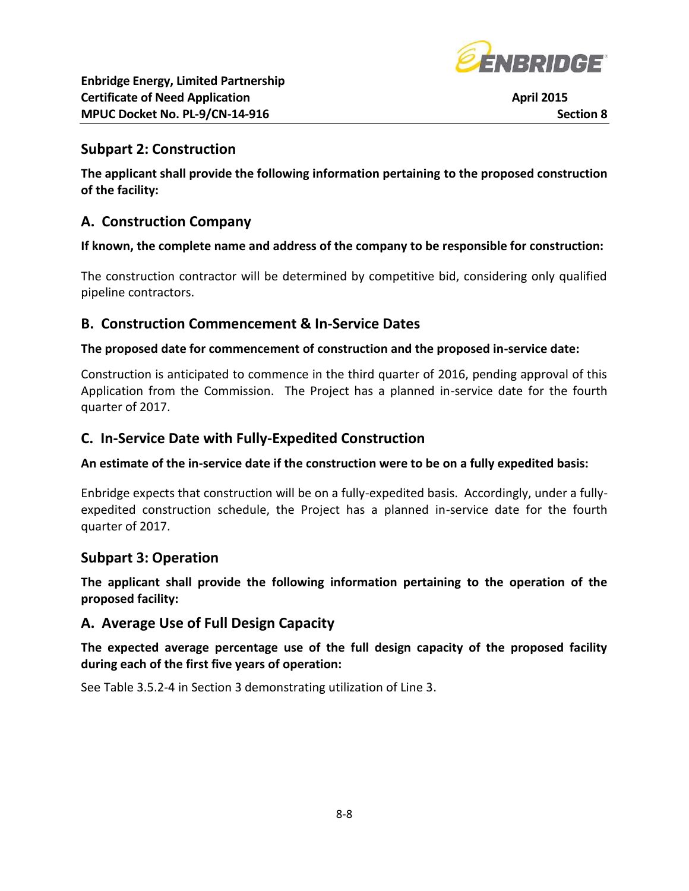## Subpart 2: Construction

**The applicant shall provide the following information pertaining to the proposed construction of the facility:**

### A. Construction Company

**If known, the complete name and address of the company to be responsible for construction:**

The construction contractor will be determined by competitive bid, considering only qualified pipeline contractors.

### B. Construction Commencement & In-Service Dates

**The proposed date for commencement of construction and the proposed in-service date:**

Construction is anticipated to commence in the third quarter of 2016, pending approval of this Application from the Commission. The Project has a planned in-service date for the fourth quarter of 2017.

### C. In-Service Date with Fully-Expedited Construction

**An estimate of the in-service date if the construction were to be on a fully expedited basis:**

Enbridge expects that construction will be on a fully-expedited basis. Accordingly, under a fully-expedited construction schedule, the Project has a planned in-service date for the fourth quarter of 2017.

## Subpart 3: Operation

**The applicant shall provide the following information pertaining to the operation of the proposed facility:**

### A. Average Use of Full Design Capacity

**The expected average percentage use of the full design capacity of the proposed facility during each of the first five years of operation:**

See Table 3.5.2-4 in Section 3 demonstrating utilization of Line 3.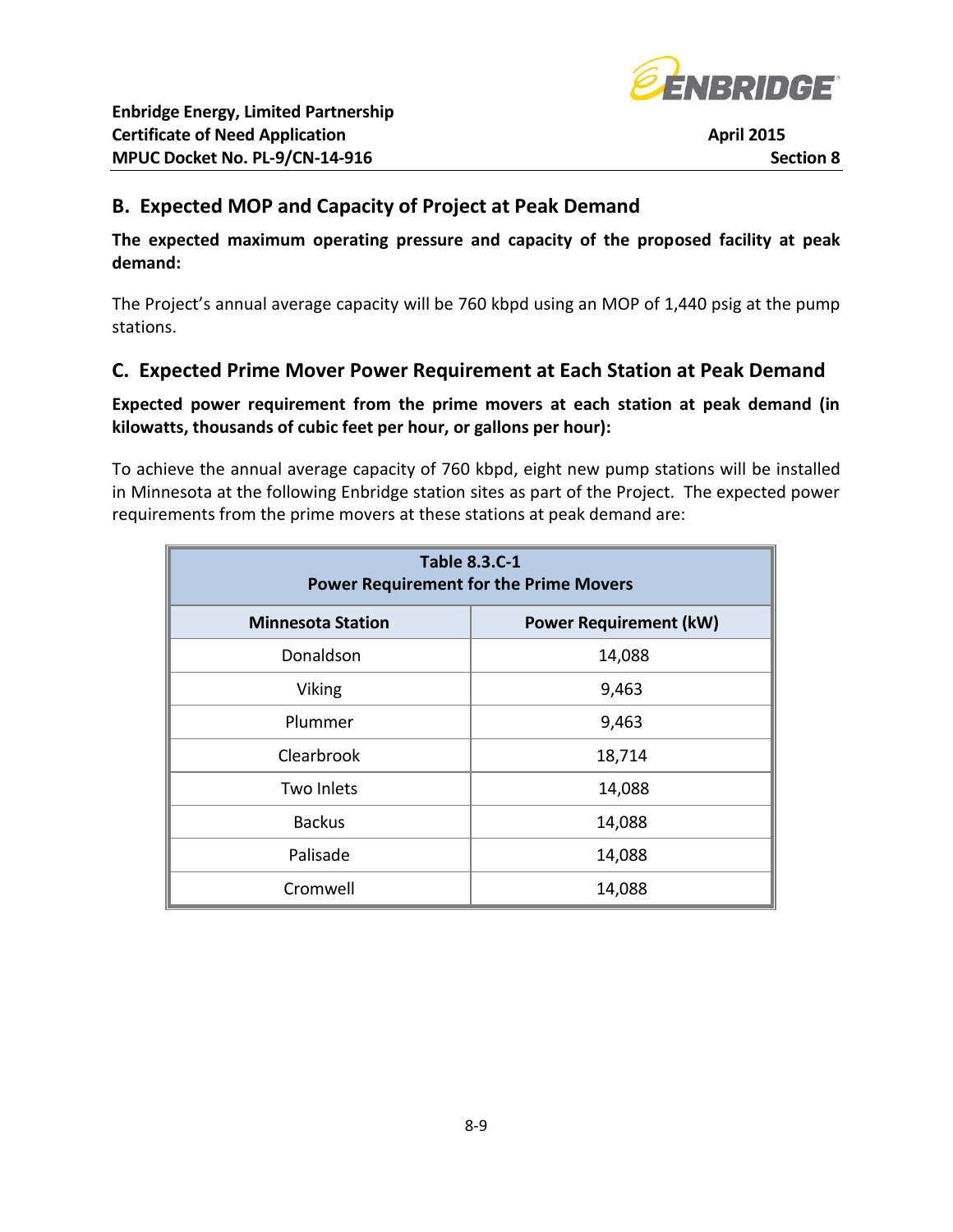## B. Expected MOP and Capacity of Project at Peak Demand

**The expected maximum operating pressure and capacity of the proposed facility at peak demand:**

The Project's annual average capacity will be 760 kbpd using an MOP of 1,440 psig at the pump stations.

## C. Expected Prime Mover Power Requirement at Each Station at Peak Demand

**Expected power requirement from the prime movers at each station at peak demand (in kilowatts, thousands of cubic feet per hour, or gallons per hour):**

To achieve the annual average capacity of 760 kbpd, eight new pump stations will be installed in Minnesota at the following Enbridge station sites as part of the Project. The expected power requirements from the prime movers at these stations at peak demand are:

**Table 8.3.C-1**
**Power Requirement for the Prime Movers**

| Minnesota Station | Power Requirement (kW) |
|---|---|
| Donaldson | 14,088 |
| Viking | 9,463 |
| Plummer | 9,463 |
| Clearbrook | 18,714 |
| Two Inlets | 14,088 |
| Backus | 14,088 |
| Palisade | 14,088 |
| Cromwell | 14,088 |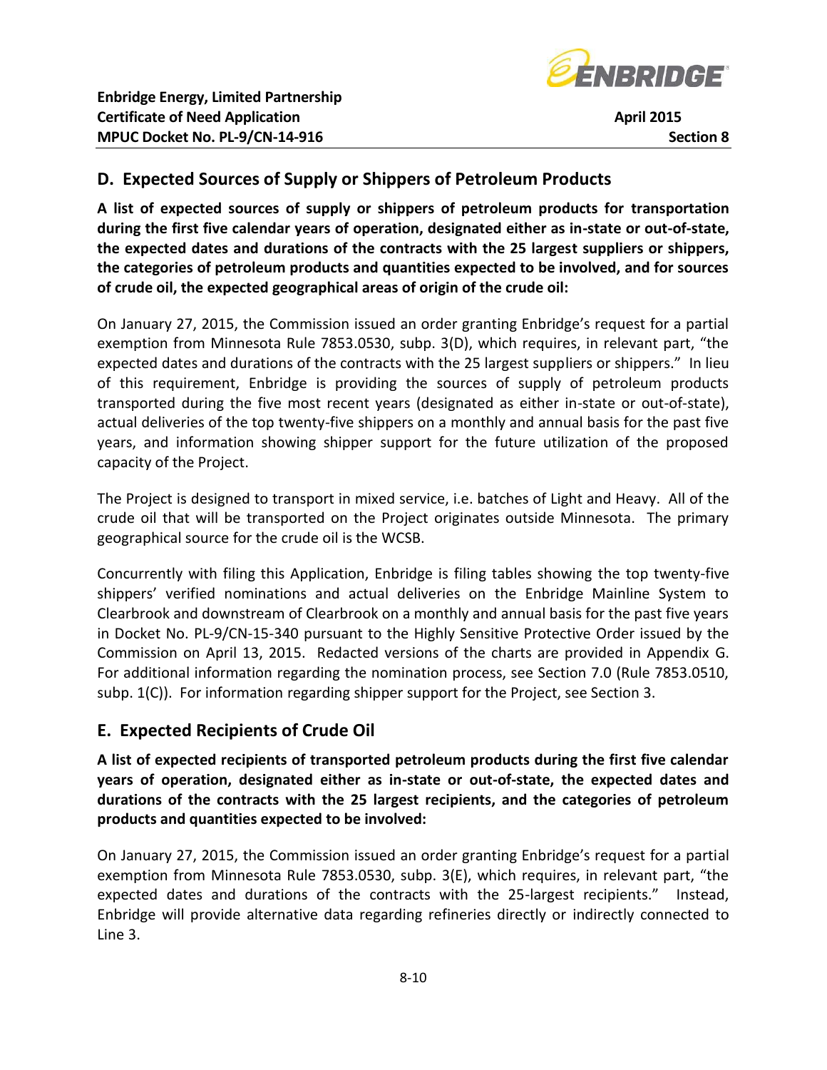## D. Expected Sources of Supply or Shippers of Petroleum Products

**A list of expected sources of supply or shippers of petroleum products for transportation during the first five calendar years of operation, designated either as in-state or out-of-state, the expected dates and durations of the contracts with the 25 largest suppliers or shippers, the categories of petroleum products and quantities expected to be involved, and for sources of crude oil, the expected geographical areas of origin of the crude oil:**

On January 27, 2015, the Commission issued an order granting Enbridge's request for a partial exemption from Minnesota Rule 7853.0530, subp. 3(D), which requires, in relevant part, "the expected dates and durations of the contracts with the 25 largest suppliers or shippers." In lieu of this requirement, Enbridge is providing the sources of supply of petroleum products transported during the five most recent years (designated as either in-state or out-of-state), actual deliveries of the top twenty-five shippers on a monthly and annual basis for the past five years, and information showing shipper support for the future utilization of the proposed capacity of the Project.

The Project is designed to transport in mixed service, i.e. batches of Light and Heavy. All of the crude oil that will be transported on the Project originates outside Minnesota. The primary geographical source for the crude oil is the WCSB.

Concurrently with filing this Application, Enbridge is filing tables showing the top twenty-five shippers' verified nominations and actual deliveries on the Enbridge Mainline System to Clearbrook and downstream of Clearbrook on a monthly and annual basis for the past five years in Docket No. PL-9/CN-15-340 pursuant to the Highly Sensitive Protective Order issued by the Commission on April 13, 2015. Redacted versions of the charts are provided in Appendix G. For additional information regarding the nomination process, see Section 7.0 (Rule 7853.0510, subp. 1(C)). For information regarding shipper support for the Project, see Section 3.

## E. Expected Recipients of Crude Oil

**A list of expected recipients of transported petroleum products during the first five calendar years of operation, designated either as in-state or out-of-state, the expected dates and durations of the contracts with the 25 largest recipients, and the categories of petroleum products and quantities expected to be involved:**

On January 27, 2015, the Commission issued an order granting Enbridge's request for a partial exemption from Minnesota Rule 7853.0530, subp. 3(E), which requires, in relevant part, "the expected dates and durations of the contracts with the 25-largest recipients." Instead, Enbridge will provide alternative data regarding refineries directly or indirectly connected to Line 3.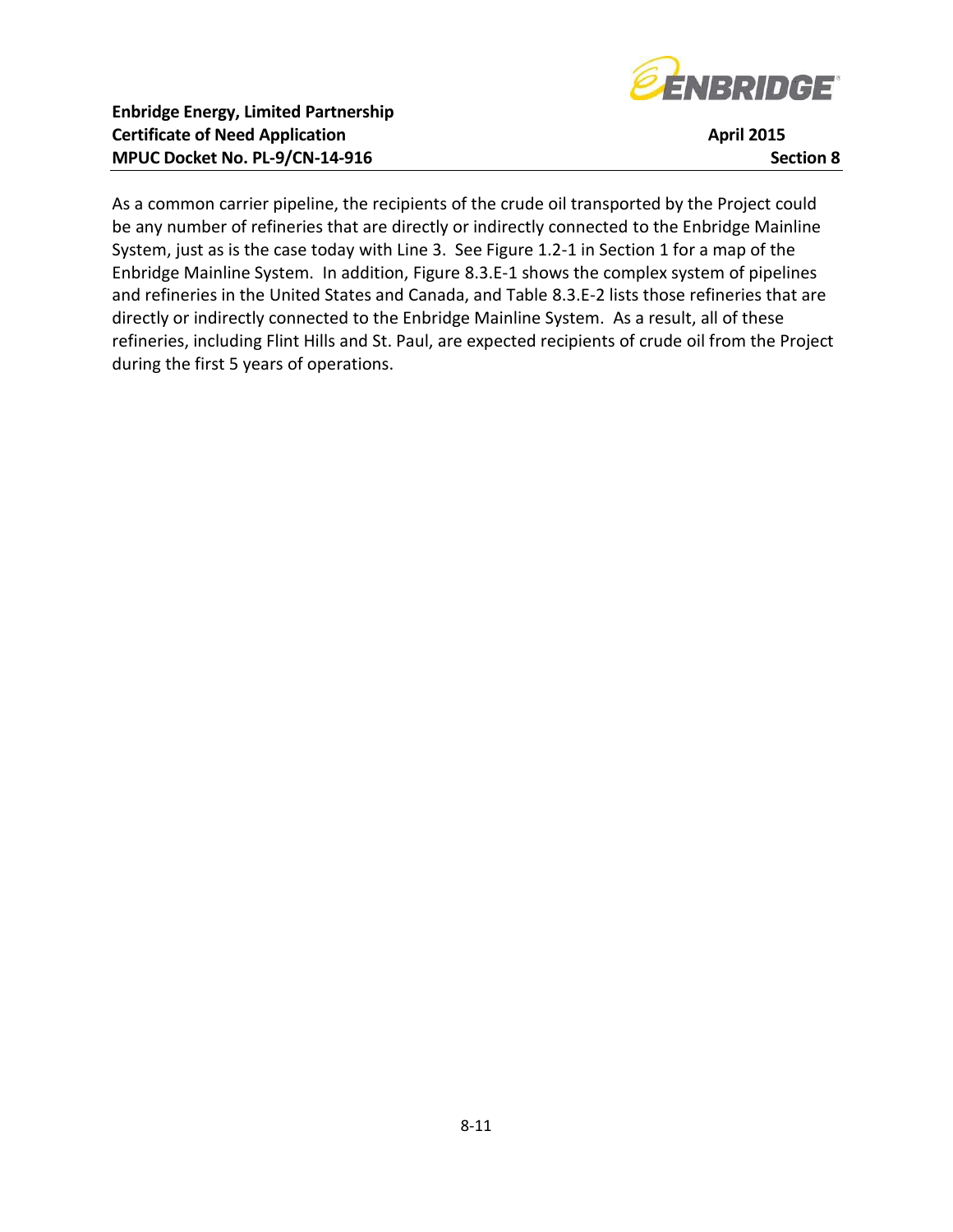As a common carrier pipeline, the recipients of the crude oil transported by the Project could be any number of refineries that are directly or indirectly connected to the Enbridge Mainline System, just as is the case today with Line 3. See Figure 1.2-1 in Section 1 for a map of the Enbridge Mainline System. In addition, Figure 8.3.E-1 shows the complex system of pipelines and refineries in the United States and Canada, and Table 8.3.E-2 lists those refineries that are directly or indirectly connected to the Enbridge Mainline System. As a result, all of these refineries, including Flint Hills and St. Paul, are expected recipients of crude oil from the Project during the first 5 years of operations.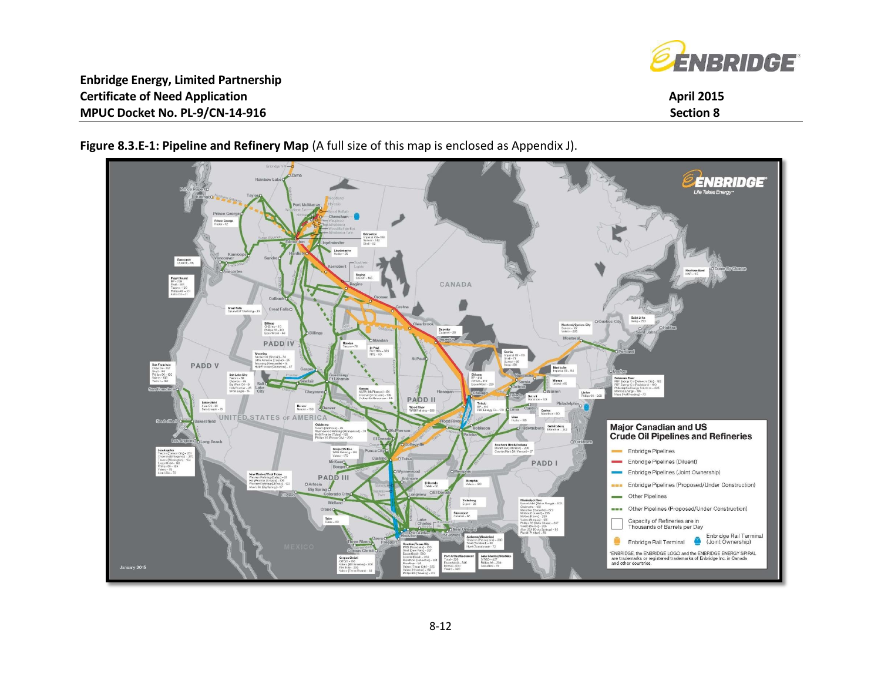**Figure 8.3.E-1: Pipeline and Refinery Map** (A full size of this map is enclosed as Appendix J).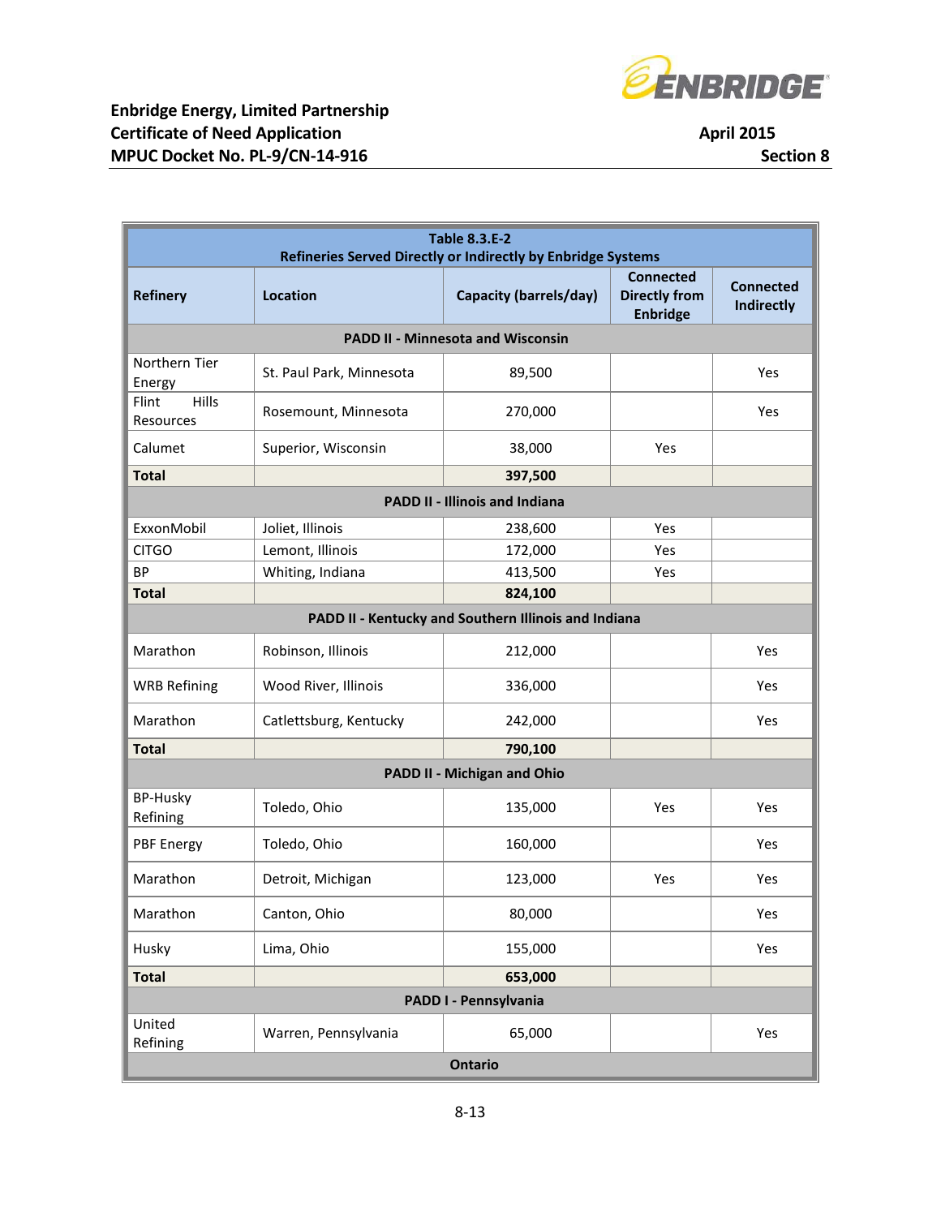| Table 8.3.E-2 Refineries Served Directly or Indirectly by Enbridge Systems | | | | |
|---|---|---|---|---|
| **Refinery** | **Location** | **Capacity (barrels/day)** | **Connected Directly from Enbridge** | **Connected Indirectly** |
| **PADD II - Minnesota and Wisconsin** | | | | |
| Northern Tier Energy | St. Paul Park, Minnesota | 89,500 | | Yes |
| Flint Hills Resources | Rosemount, Minnesota | 270,000 | | Yes |
| Calumet | Superior, Wisconsin | 38,000 | Yes | |
| **Total** | | **397,500** | | |
| **PADD II - Illinois and Indiana** | | | | |
| ExxonMobil | Joliet, Illinois | 238,600 | Yes | |
| CITGO | Lemont, Illinois | 172,000 | Yes | |
| BP | Whiting, Indiana | 413,500 | Yes | |
| **Total** | | **824,100** | | |
| **PADD II - Kentucky and Southern Illinois and Indiana** | | | | |
| Marathon | Robinson, Illinois | 212,000 | | Yes |
| WRB Refining | Wood River, Illinois | 336,000 | | Yes |
| Marathon | Catlettsburg, Kentucky | 242,000 | | Yes |
| **Total** | | **790,100** | | |
| **PADD II - Michigan and Ohio** | | | | |
| BP-Husky Refining | Toledo, Ohio | 135,000 | Yes | Yes |
| PBF Energy | Toledo, Ohio | 160,000 | | Yes |
| Marathon | Detroit, Michigan | 123,000 | Yes | Yes |
| Marathon | Canton, Ohio | 80,000 | | Yes |
| Husky | Lima, Ohio | 155,000 | | Yes |
| **Total** | | **653,000** | | |
| **PADD I - Pennsylvania** | | | | |
| United Refining | Warren, Pennsylvania | 65,000 | | Yes |
| **Ontario** | | | | |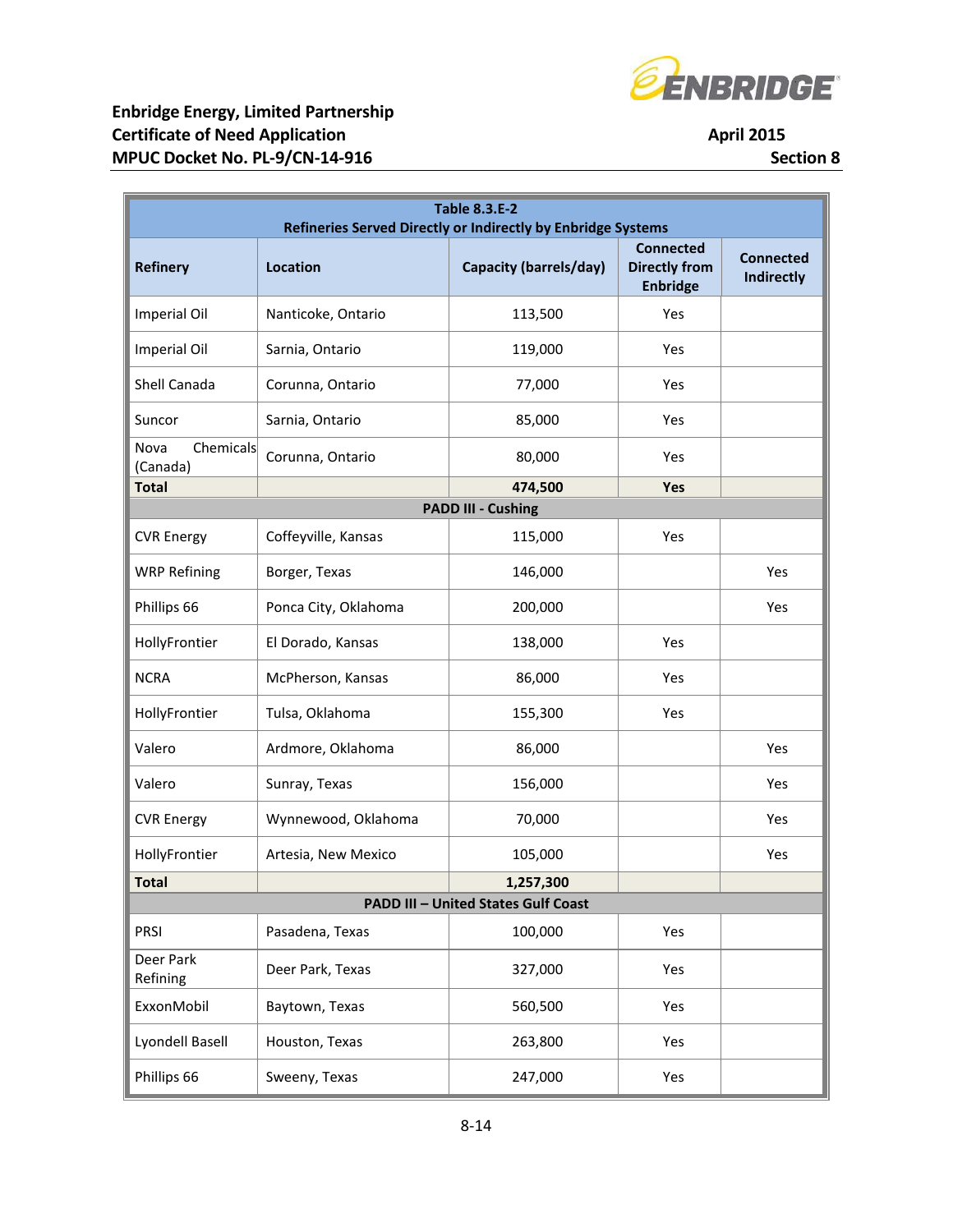| Table 8.3.E-2<br>Refineries Served Directly or Indirectly by Enbridge Systems | | | | |
|---|---|---|---|---|
| **Refinery** | **Location** | **Capacity (barrels/day)** | **Connected Directly from Enbridge** | **Connected Indirectly** |
| Imperial Oil | Nanticoke, Ontario | 113,500 | Yes | |
| Imperial Oil | Sarnia, Ontario | 119,000 | Yes | |
| Shell Canada | Corunna, Ontario | 77,000 | Yes | |
| Suncor | Sarnia, Ontario | 85,000 | Yes | |
| Nova Chemicals (Canada) | Corunna, Ontario | 80,000 | Yes | |
| **Total** | | **474,500** | **Yes** | |
| **PADD III - Cushing** | | | | |
| CVR Energy | Coffeyville, Kansas | 115,000 | Yes | |
| WRP Refining | Borger, Texas | 146,000 | | Yes |
| Phillips 66 | Ponca City, Oklahoma | 200,000 | | Yes |
| HollyFrontier | El Dorado, Kansas | 138,000 | Yes | |
| NCRA | McPherson, Kansas | 86,000 | Yes | |
| HollyFrontier | Tulsa, Oklahoma | 155,300 | Yes | |
| Valero | Ardmore, Oklahoma | 86,000 | | Yes |
| Valero | Sunray, Texas | 156,000 | | Yes |
| CVR Energy | Wynnewood, Oklahoma | 70,000 | | Yes |
| HollyFrontier | Artesia, New Mexico | 105,000 | | Yes |
| **Total** | | **1,257,300** | | |
| **PADD III – United States Gulf Coast** | | | | |
| PRSI | Pasadena, Texas | 100,000 | Yes | |
| Deer Park Refining | Deer Park, Texas | 327,000 | Yes | |
| ExxonMobil | Baytown, Texas | 560,500 | Yes | |
| Lyondell Basell | Houston, Texas | 263,800 | Yes | |
| Phillips 66 | Sweeny, Texas | 247,000 | Yes | |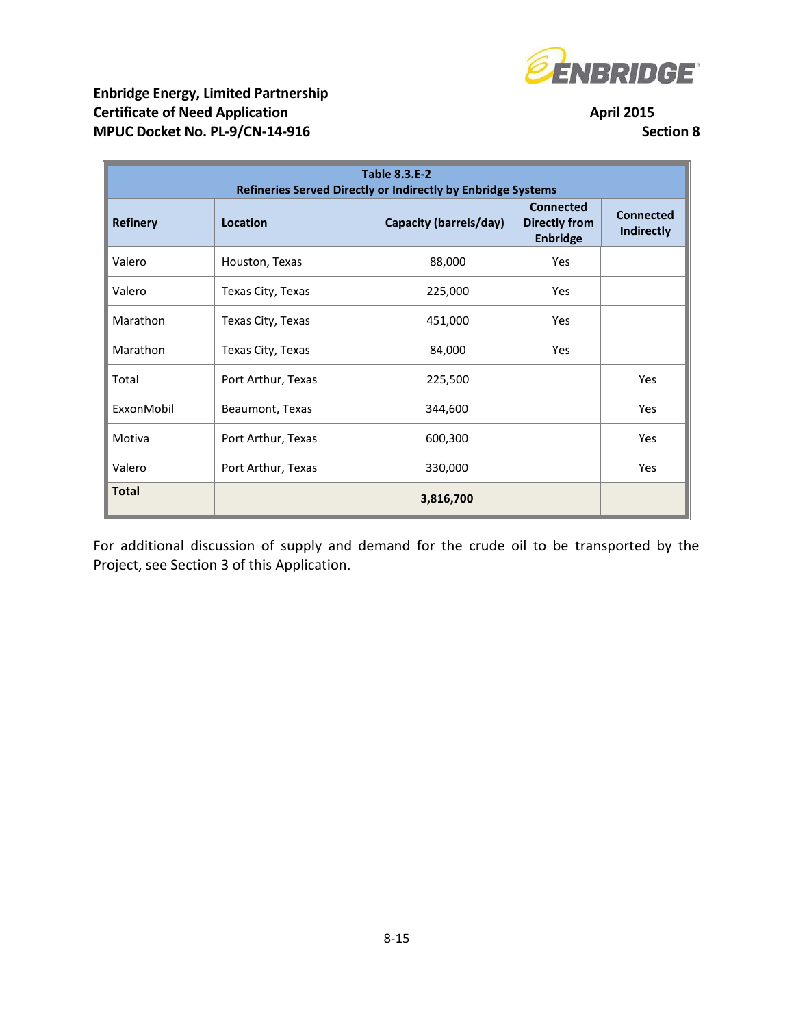**Table 8.3.E-2**
**Refineries Served Directly or Indirectly by Enbridge Systems**

| Refinery | Location | Capacity (barrels/day) | Connected Directly from Enbridge | Connected Indirectly |
|---|---|---|---|---|
| Valero | Houston, Texas | 88,000 | Yes | |
| Valero | Texas City, Texas | 225,000 | Yes | |
| Marathon | Texas City, Texas | 451,000 | Yes | |
| Marathon | Texas City, Texas | 84,000 | Yes | |
| Total | Port Arthur, Texas | 225,500 | | Yes |
| ExxonMobil | Beaumont, Texas | 344,600 | | Yes |
| Motiva | Port Arthur, Texas | 600,300 | | Yes |
| Valero | Port Arthur, Texas | 330,000 | | Yes |
| **Total** | | **3,816,700** | | |

For additional discussion of supply and demand for the crude oil to be transported by the Project, see Section 3 of this Application.